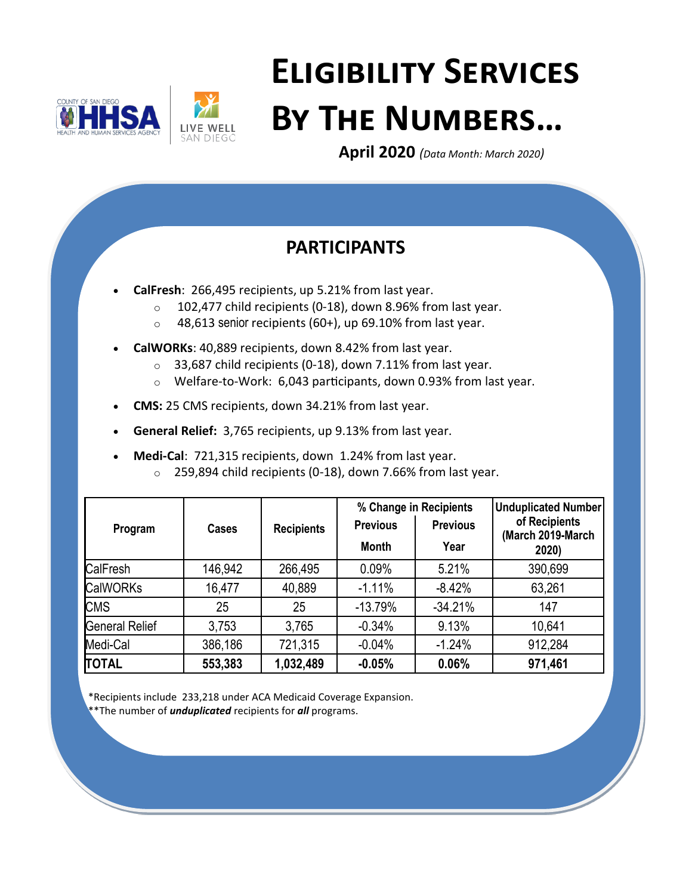# Eligibility Services By The Numbers…

**April 2020** *(Data Month: March 2020)*

## PARTICIPANTS

- **CalFresh**: 266,495 recipients, up 5.21% from last year.
  - 102,477 child recipients (0-18), down 8.96% from last year.
  - 48,613 senior recipients (60+), up 69.10% from last year.
- **CalWORKs**: 40,889 recipients, down 8.42% from last year.
  - 33,687 child recipients (0-18), down 7.11% from last year.
  - Welfare-to-Work: 6,043 participants, down 0.93% from last year.
- **CMS:** 25 CMS recipients, down 34.21% from last year.
- **General Relief:** 3,765 recipients, up 9.13% from last year.
- **Medi-Cal**: 721,315 recipients, down 1.24% from last year.
  - 259,894 child recipients (0-18), down 7.66% from last year.

| Program | Cases | Recipients | % Change in Recipients | | Unduplicated Number of Recipients (March 2019-March 2020) |
|---|---|---|---|---|---|
| | | | Previous Month | Previous Year | |
| CalFresh | 146,942 | 266,495 | 0.09% | 5.21% | 390,699 |
| CalWORKs | 16,477 | 40,889 | -1.11% | -8.42% | 63,261 |
| CMS | 25 | 25 | -13.79% | -34.21% | 147 |
| General Relief | 3,753 | 3,765 | -0.34% | 9.13% | 10,641 |
| Medi-Cal | 386,186 | 721,315 | -0.04% | -1.24% | 912,284 |
| **TOTAL** | **553,383** | **1,032,489** | **-0.05%** | **0.06%** | **971,461** |

*Recipients include 233,218 under ACA Medicaid Coverage Expansion.

**The number of ***unduplicated*** recipients for ***all*** programs.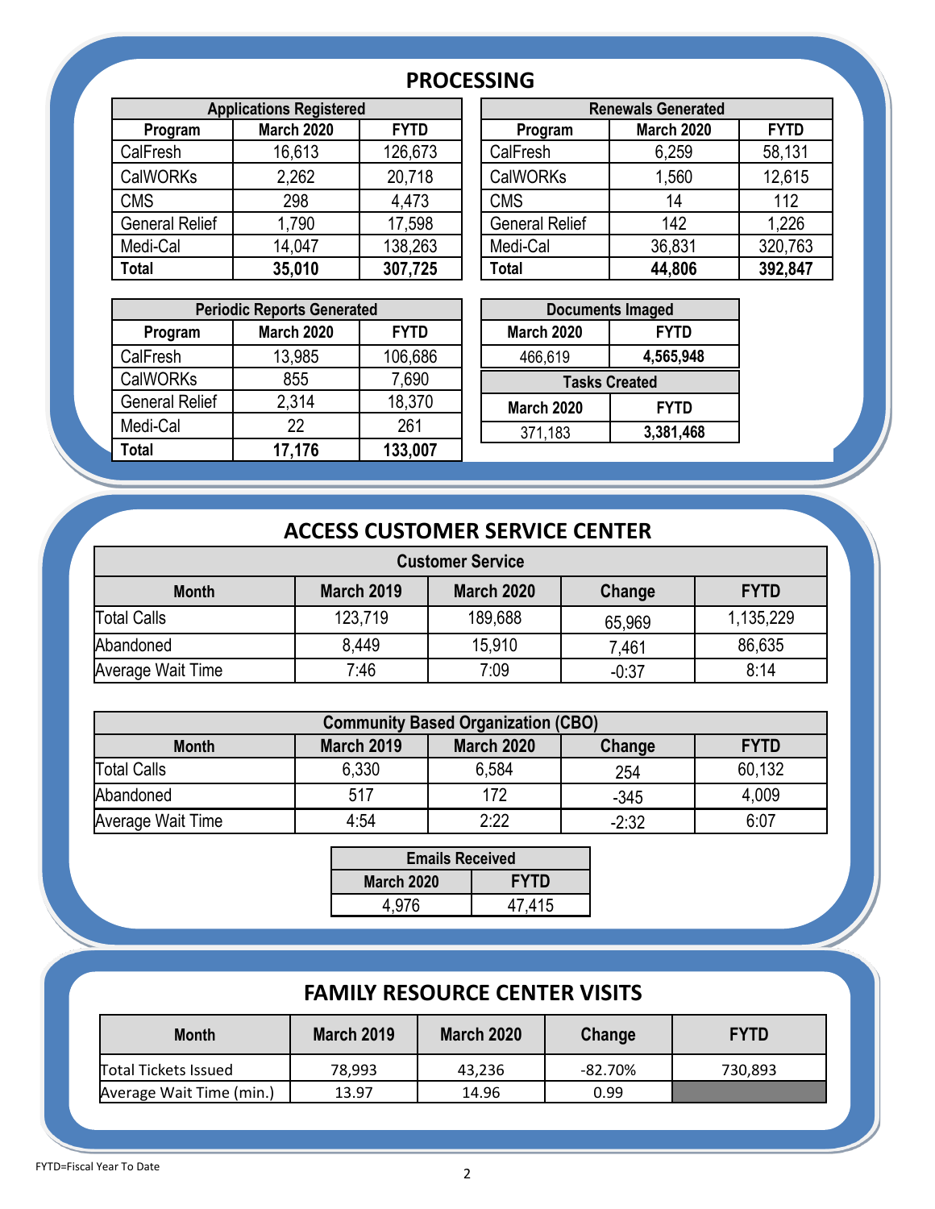## PROCESSING

| Applications Registered | | |
|---|---|---|
| **Program** | **March 2020** | **FYTD** |
| CalFresh | 16,613 | 126,673 |
| CalWORKs | 2,262 | 20,718 |
| CMS | 298 | 4,473 |
| General Relief | 1,790 | 17,598 |
| Medi-Cal | 14,047 | 138,263 |
| **Total** | **35,010** | **307,725** |

| Renewals Generated | | |
|---|---|---|
| **Program** | **March 2020** | **FYTD** |
| CalFresh | 6,259 | 58,131 |
| CalWORKs | 1,560 | 12,615 |
| CMS | 14 | 112 |
| General Relief | 142 | 1,226 |
| Medi-Cal | 36,831 | 320,763 |
| **Total** | **44,806** | **392,847** |

| Periodic Reports Generated | | |
|---|---|---|
| **Program** | **March 2020** | **FYTD** |
| CalFresh | 13,985 | 106,686 |
| CalWORKs | 855 | 7,690 |
| General Relief | 2,314 | 18,370 |
| Medi-Cal | 22 | 261 |
| **Total** | **17,176** | **133,007** |

| Documents Imaged | |
|---|---|
| **March 2020** | **FYTD** |
| 466,619 | **4,565,948** |

| Tasks Created | |
|---|---|
| **March 2020** | **FYTD** |
| 371,183 | **3,381,468** |

## ACCESS CUSTOMER SERVICE CENTER

| Customer Service | | | | |
|---|---|---|---|---|
| **Month** | **March 2019** | **March 2020** | **Change** | **FYTD** |
| Total Calls | 123,719 | 189,688 | 65,969 | 1,135,229 |
| Abandoned | 8,449 | 15,910 | 7,461 | 86,635 |
| Average Wait Time | 7:46 | 7:09 | -0:37 | 8:14 |

| Community Based Organization (CBO) | | | | |
|---|---|---|---|---|
| **Month** | **March 2019** | **March 2020** | **Change** | **FYTD** |
| Total Calls | 6,330 | 6,584 | 254 | 60,132 |
| Abandoned | 517 | 172 | -345 | 4,009 |
| Average Wait Time | 4:54 | 2:22 | -2:32 | 6:07 |

| Emails Received | |
|---|---|
| **March 2020** | **FYTD** |
| 4,976 | 47,415 |

## FAMILY RESOURCE CENTER VISITS

| Month | March 2019 | March 2020 | Change | FYTD |
|---|---|---|---|---|
| Total Tickets Issued | 78,993 | 43,236 | -82.70% | 730,893 |
| Average Wait Time (min.) | 13.97 | 14.96 | 0.99 | |

FYTD=Fiscal Year To Date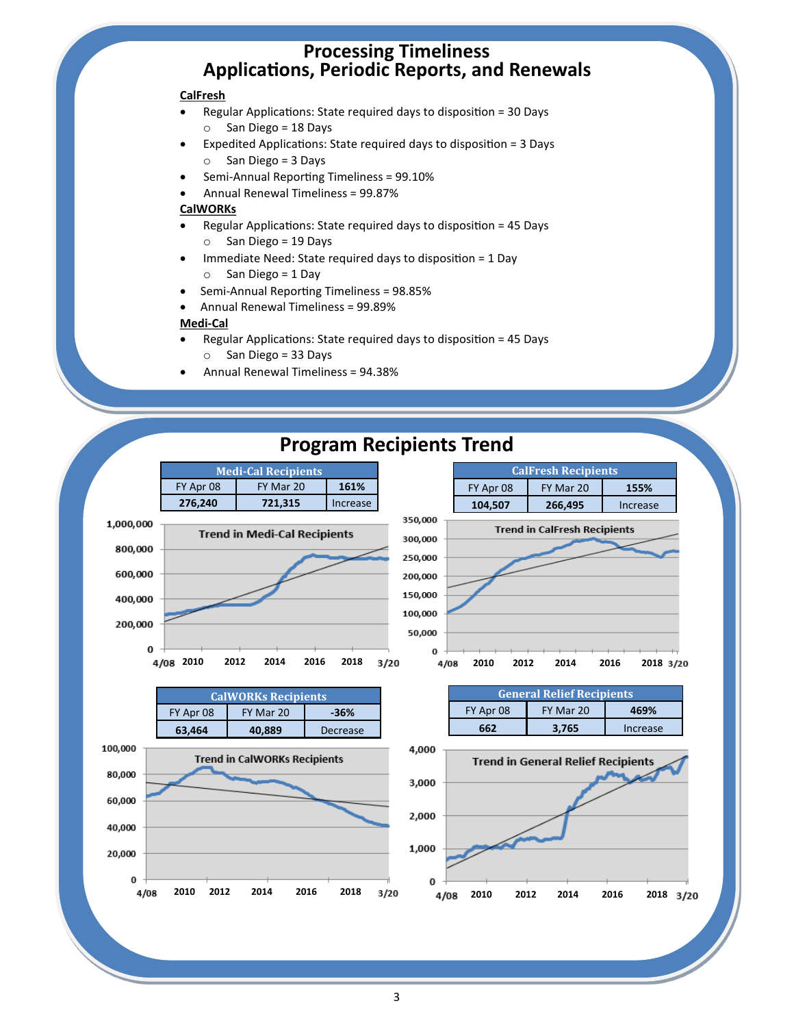# Processing Timeliness
# Applications, Periodic Reports, and Renewals

**CalFresh**

- Regular Applications: State required days to disposition = 30 Days
  - San Diego = 18 Days
- Expedited Applications: State required days to disposition = 3 Days
  - San Diego = 3 Days
- Semi-Annual Reporting Timeliness = 99.10%
- Annual Renewal Timeliness = 99.87%

**CalWORKs**

- Regular Applications: State required days to disposition = 45 Days
  - San Diego = 19 Days
- Immediate Need: State required days to disposition = 1 Day
  - San Diego = 1 Day
- Semi-Annual Reporting Timeliness = 98.85%
- Annual Renewal Timeliness = 99.89%

**Medi-Cal**

- Regular Applications: State required days to disposition = 45 Days
  - San Diego = 33 Days
- Annual Renewal Timeliness = 94.38%

# Program Recipients Trend

| Medi-Cal Recipients | | |
|---|---|---|
| FY Apr 08 | FY Mar 20 | **161%** |
| **276,240** | **721,315** | Increase |

Trend in Medi-Cal Recipients

1,000,000
800,000
600,000
400,000
200,000
0
4/08 2010 2012 2014 2016 2018 3/20

| CalFresh Recipients | | |
|---|---|---|
| FY Apr 08 | FY Mar 20 | **155%** |
| **104,507** | **266,495** | Increase |

Trend in CalFresh Recipients

350,000
300,000
250,000
200,000
150,000
100,000
50,000
0
4/08 2010 2012 2014 2016 2018 3/20

| CalWORKs Recipients | | |
|---|---|---|
| FY Apr 08 | FY Mar 20 | **-36%** |
| **63,464** | **40,889** | Decrease |

Trend in CalWORKs Recipients

100,000
80,000
60,000
40,000
20,000
0
4/08 2010 2012 2014 2016 2018 3/20

| General Relief Recipients | | |
|---|---|---|
| FY Apr 08 | FY Mar 20 | **469%** |
| **662** | **3,765** | Increase |

Trend in General Relief Recipients

4,000
3,000
2,000
1,000
0
4/08 2010 2012 2014 2016 2018 3/20